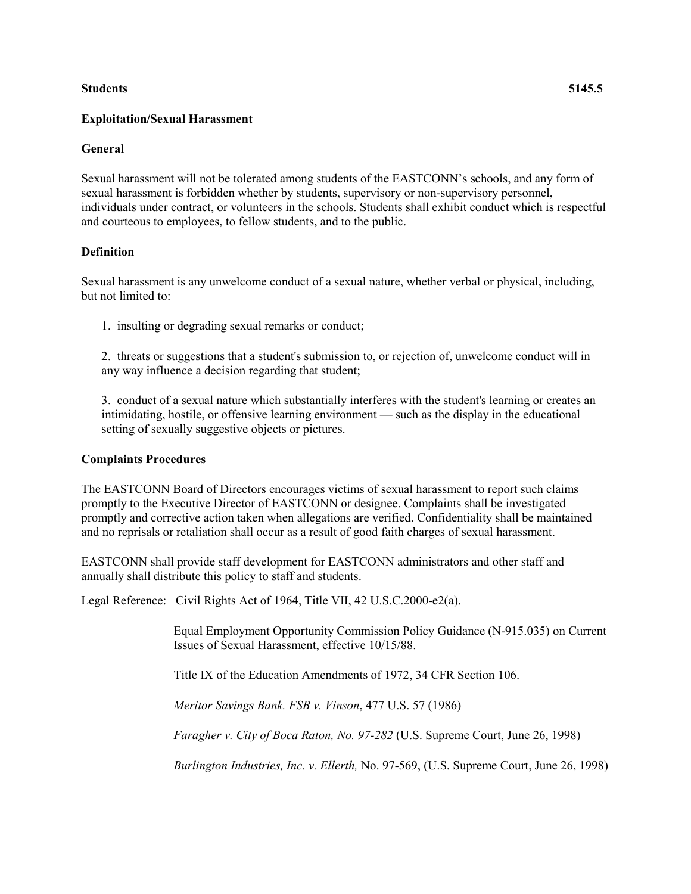**Students** **5145.5**

## Exploitation/Sexual Harassment

### General

Sexual harassment will not be tolerated among students of the EASTCONN's schools, and any form of sexual harassment is forbidden whether by students, supervisory or non-supervisory personnel, individuals under contract, or volunteers in the schools. Students shall exhibit conduct which is respectful and courteous to employees, to fellow students, and to the public.

### Definition

Sexual harassment is any unwelcome conduct of a sexual nature, whether verbal or physical, including, but not limited to:

1. insulting or degrading sexual remarks or conduct;

2. threats or suggestions that a student's submission to, or rejection of, unwelcome conduct will in any way influence a decision regarding that student;

3. conduct of a sexual nature which substantially interferes with the student's learning or creates an intimidating, hostile, or offensive learning environment — such as the display in the educational setting of sexually suggestive objects or pictures.

### Complaints Procedures

The EASTCONN Board of Directors encourages victims of sexual harassment to report such claims promptly to the Executive Director of EASTCONN or designee. Complaints shall be investigated promptly and corrective action taken when allegations are verified. Confidentiality shall be maintained and no reprisals or retaliation shall occur as a result of good faith charges of sexual harassment.

EASTCONN shall provide staff development for EASTCONN administrators and other staff and annually shall distribute this policy to staff and students.

Legal Reference: Civil Rights Act of 1964, Title VII, 42 U.S.C.2000-e2(a).

Equal Employment Opportunity Commission Policy Guidance (N-915.035) on Current Issues of Sexual Harassment, effective 10/15/88.

Title IX of the Education Amendments of 1972, 34 CFR Section 106.

*Meritor Savings Bank. FSB v. Vinson*, 477 U.S. 57 (1986)

*Faragher v. City of Boca Raton, No. 97-282* (U.S. Supreme Court, June 26, 1998)

*Burlington Industries, Inc. v. Ellerth,* No. 97-569, (U.S. Supreme Court, June 26, 1998)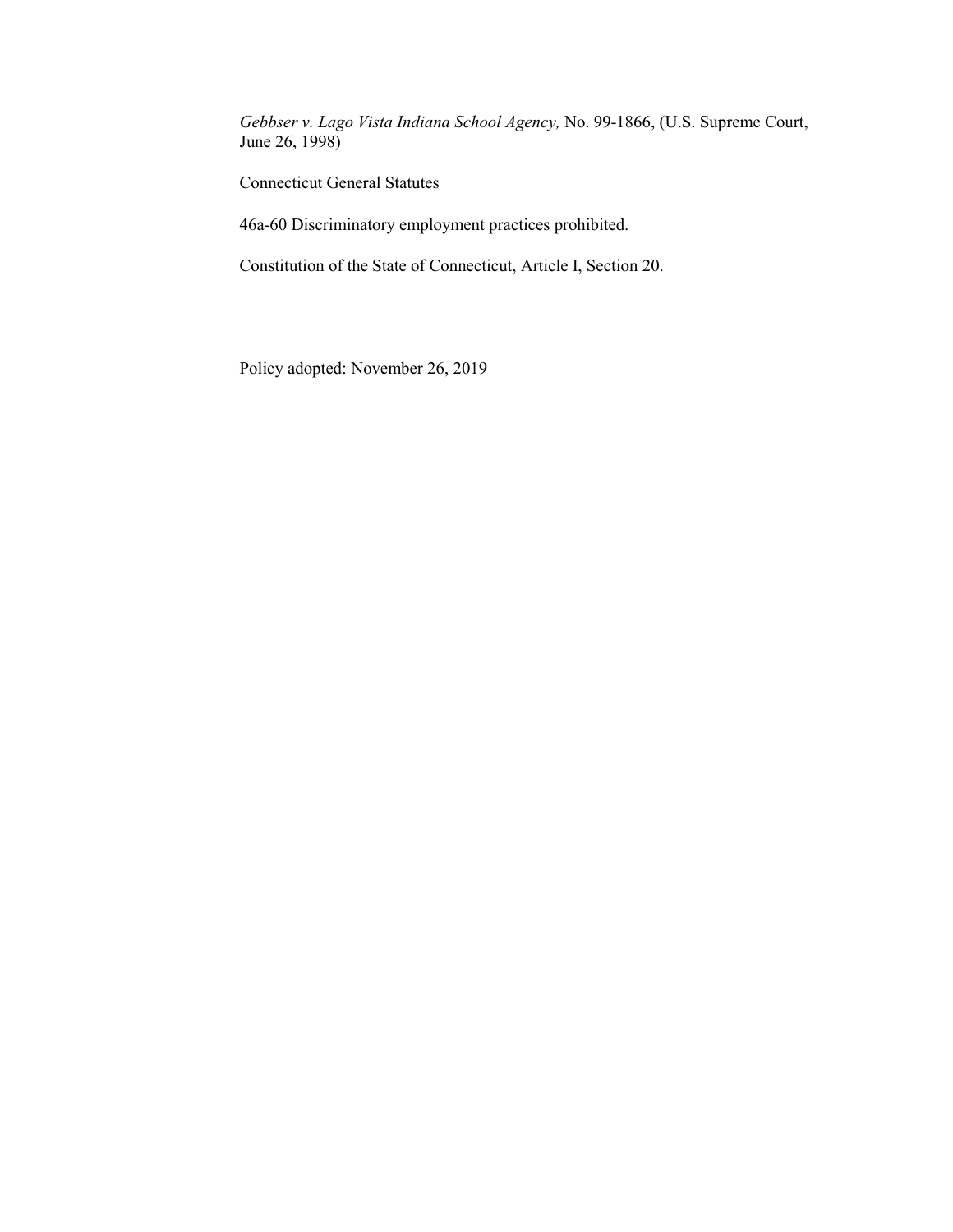*Gebbser v. Lago Vista Indiana School Agency,* No. 99-1866, (U.S. Supreme Court, June 26, 1998)

Connecticut General Statutes

46a-60 Discriminatory employment practices prohibited.

Constitution of the State of Connecticut, Article I, Section 20.

Policy adopted: November 26, 2019